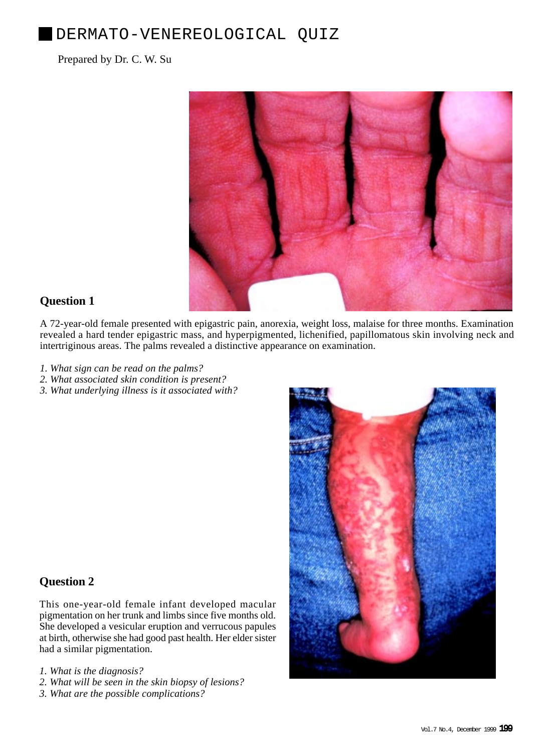# DERMATO-VENEREOLOGICAL QUIZ

Prepared by Dr. C. W. Su

## Question 1

A 72-year-old female presented with epigastric pain, anorexia, weight loss, malaise for three months. Examination revealed a hard tender epigastric mass, and hyperpigmented, lichenified, papillomatous skin involving neck and intertriginous areas. The palms revealed a distinctive appearance on examination.

*1. What sign can be read on the palms?*
*2. What associated skin condition is present?*
*3. What underlying illness is it associated with?*

## Question 2

This one-year-old female infant developed macular pigmentation on her trunk and limbs since five months old. She developed a vesicular eruption and verrucous papules at birth, otherwise she had good past health. Her elder sister had a similar pigmentation.

*1. What is the diagnosis?*
*2. What will be seen in the skin biopsy of lesions?*
*3. What are the possible complications?*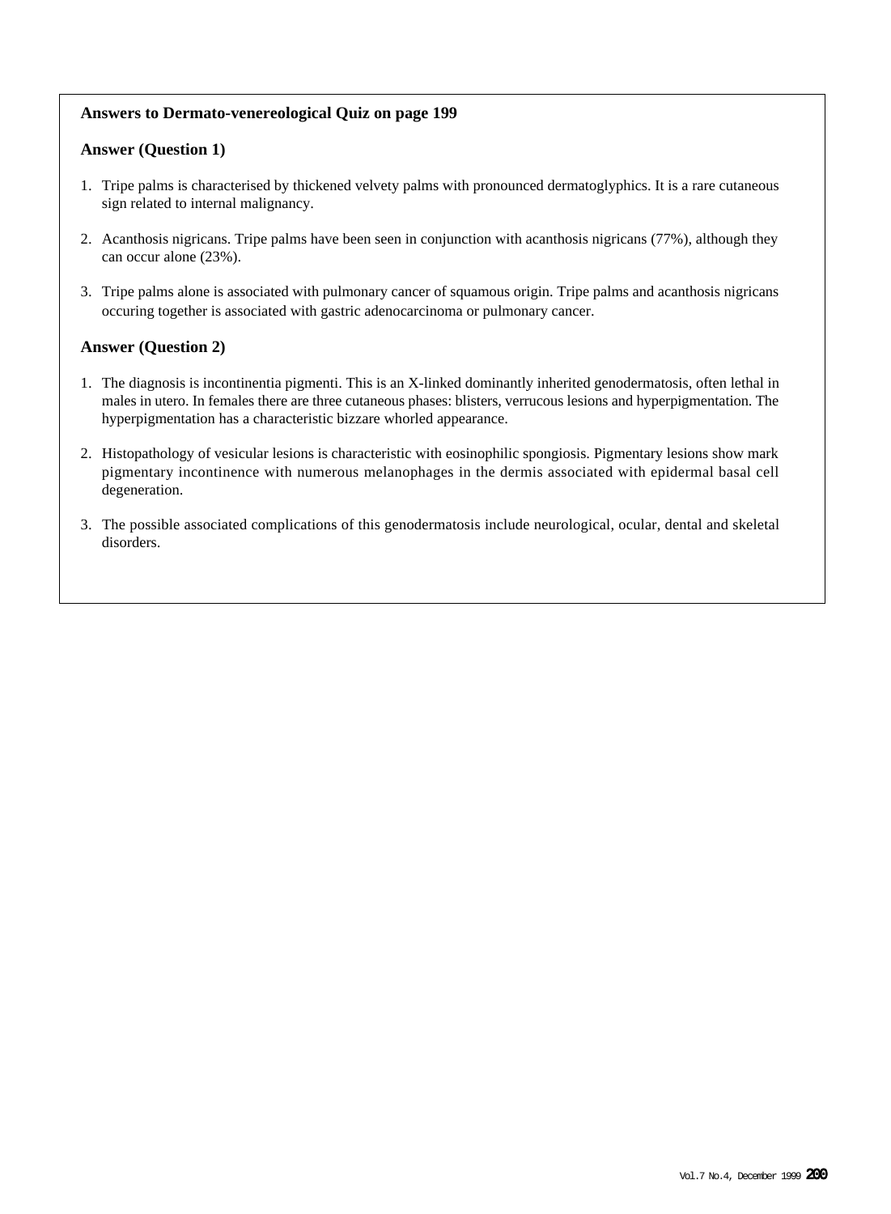## Answers to Dermato-venereological Quiz on page 199

### Answer (Question 1)

1. Tripe palms is characterised by thickened velvety palms with pronounced dermatoglyphics. It is a rare cutaneous sign related to internal malignancy.

2. Acanthosis nigricans. Tripe palms have been seen in conjunction with acanthosis nigricans (77%), although they can occur alone (23%).

3. Tripe palms alone is associated with pulmonary cancer of squamous origin. Tripe palms and acanthosis nigricans occuring together is associated with gastric adenocarcinoma or pulmonary cancer.

### Answer (Question 2)

1. The diagnosis is incontinentia pigmenti. This is an X-linked dominantly inherited genodermatosis, often lethal in males in utero. In females there are three cutaneous phases: blisters, verrucous lesions and hyperpigmentation. The hyperpigmentation has a characteristic bizzare whorled appearance.

2. Histopathology of vesicular lesions is characteristic with eosinophilic spongiosis. Pigmentary lesions show mark pigmentary incontinence with numerous melanophages in the dermis associated with epidermal basal cell degeneration.

3. The possible associated complications of this genodermatosis include neurological, ocular, dental and skeletal disorders.